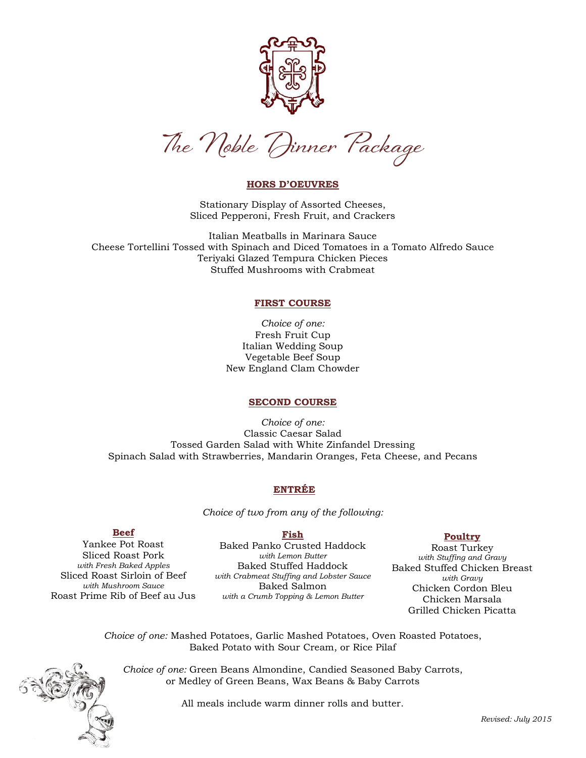# The Noble Dinner Package

## HORS D'OEUVRES

Stationary Display of Assorted Cheeses,
Sliced Pepperoni, Fresh Fruit, and Crackers

Italian Meatballs in Marinara Sauce
Cheese Tortellini Tossed with Spinach and Diced Tomatoes in a Tomato Alfredo Sauce
Teriyaki Glazed Tempura Chicken Pieces
Stuffed Mushrooms with Crabmeat

## FIRST COURSE

*Choice of one:*
Fresh Fruit Cup
Italian Wedding Soup
Vegetable Beef Soup
New England Clam Chowder

## SECOND COURSE

*Choice of one:*
Classic Caesar Salad
Tossed Garden Salad with White Zinfandel Dressing
Spinach Salad with Strawberries, Mandarin Oranges, Feta Cheese, and Pecans

## ENTRÉE

*Choice of two from any of the following:*

### Beef

Yankee Pot Roast
Sliced Roast Pork
*with Fresh Baked Apples*
Sliced Roast Sirloin of Beef
*with Mushroom Sauce*
Roast Prime Rib of Beef au Jus

### Fish

Baked Panko Crusted Haddock
*with Lemon Butter*
Baked Stuffed Haddock
*with Crabmeat Stuffing and Lobster Sauce*
Baked Salmon
*with a Crumb Topping & Lemon Butter*

### Poultry

Roast Turkey
*with Stuffing and Gravy*
Baked Stuffed Chicken Breast
*with Gravy*
Chicken Cordon Bleu
Chicken Marsala
Grilled Chicken Picatta

*Choice of one:* Mashed Potatoes, Garlic Mashed Potatoes, Oven Roasted Potatoes, Baked Potato with Sour Cream, or Rice Pilaf

*Choice of one:* Green Beans Almondine, Candied Seasoned Baby Carrots, or Medley of Green Beans, Wax Beans & Baby Carrots

All meals include warm dinner rolls and butter.

*Revised: July 2015*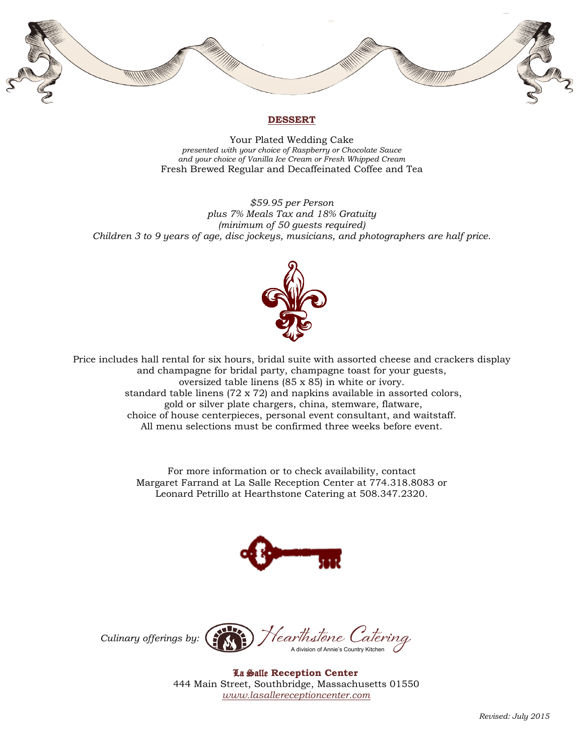## **DESSERT**

Your Plated Wedding Cake
*presented with your choice of Raspberry or Chocolate Sauce*
*and your choice of Vanilla Ice Cream or Fresh Whipped Cream*
Fresh Brewed Regular and Decaffeinated Coffee and Tea

*$59.95 per Person*
*plus 7% Meals Tax and 18% Gratuity*
*(minimum of 50 guests required)*
*Children 3 to 9 years of age, disc jockeys, musicians, and photographers are half price.*

Price includes hall rental for six hours, bridal suite with assorted cheese and crackers display and champagne for bridal party, champagne toast for your guests, oversized table linens (85 x 85) in white or ivory. standard table linens (72 x 72) and napkins available in assorted colors, gold or silver plate chargers, china, stemware, flatware, choice of house centerpieces, personal event consultant, and waitstaff. All menu selections must be confirmed three weeks before event.

For more information or to check availability, contact
Margaret Farrand at La Salle Reception Center at 774.318.8083 or
Leonard Petrillo at Hearthstone Catering at 508.347.2320.

*Culinary offerings by:* Hearthstone Catering
A division of Annie's Country Kitchen

**La Salle Reception Center**
444 Main Street, Southbridge, Massachusetts 01550
*www.lasallereceptioncenter.com*

*Revised: July 2015*